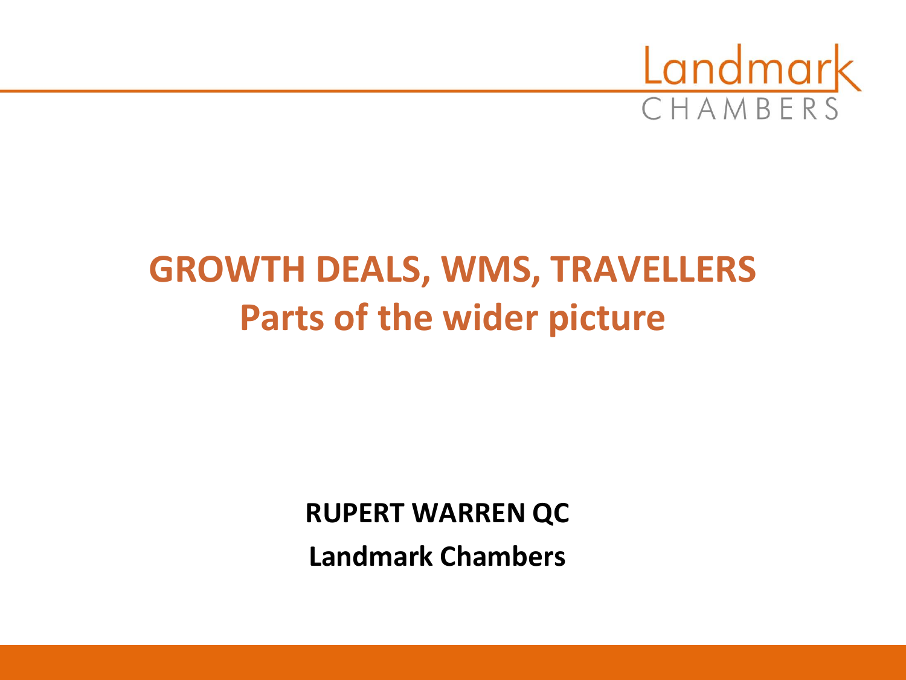Landmark CHAMBERS

# GROWTH DEALS, WMS, TRAVELLERS
## Parts of the wider picture

**RUPERT WARREN QC**

**Landmark Chambers**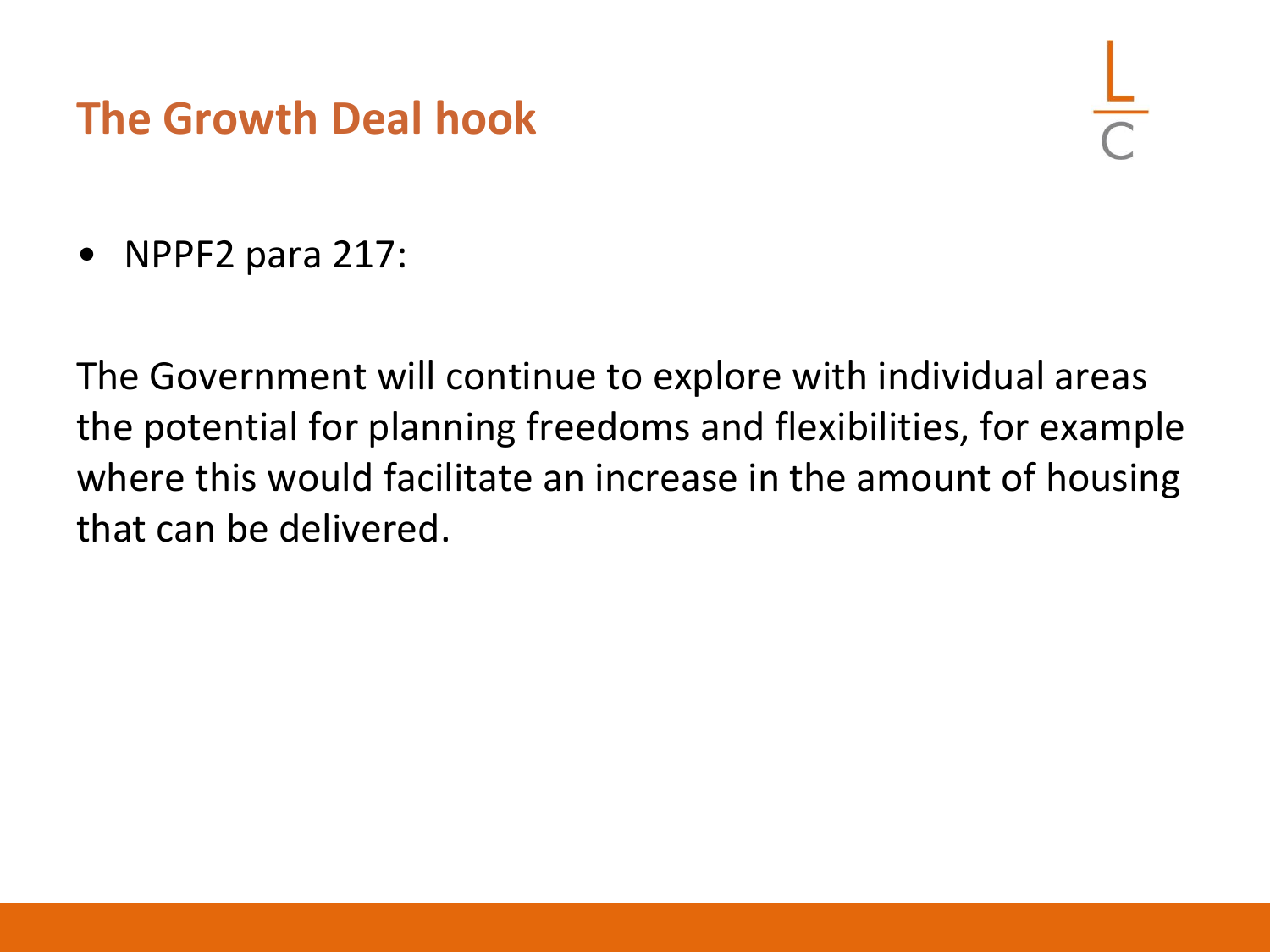## The Growth Deal hook

- NPPF2 para 217:

The Government will continue to explore with individual areas the potential for planning freedoms and flexibilities, for example where this would facilitate an increase in the amount of housing that can be delivered.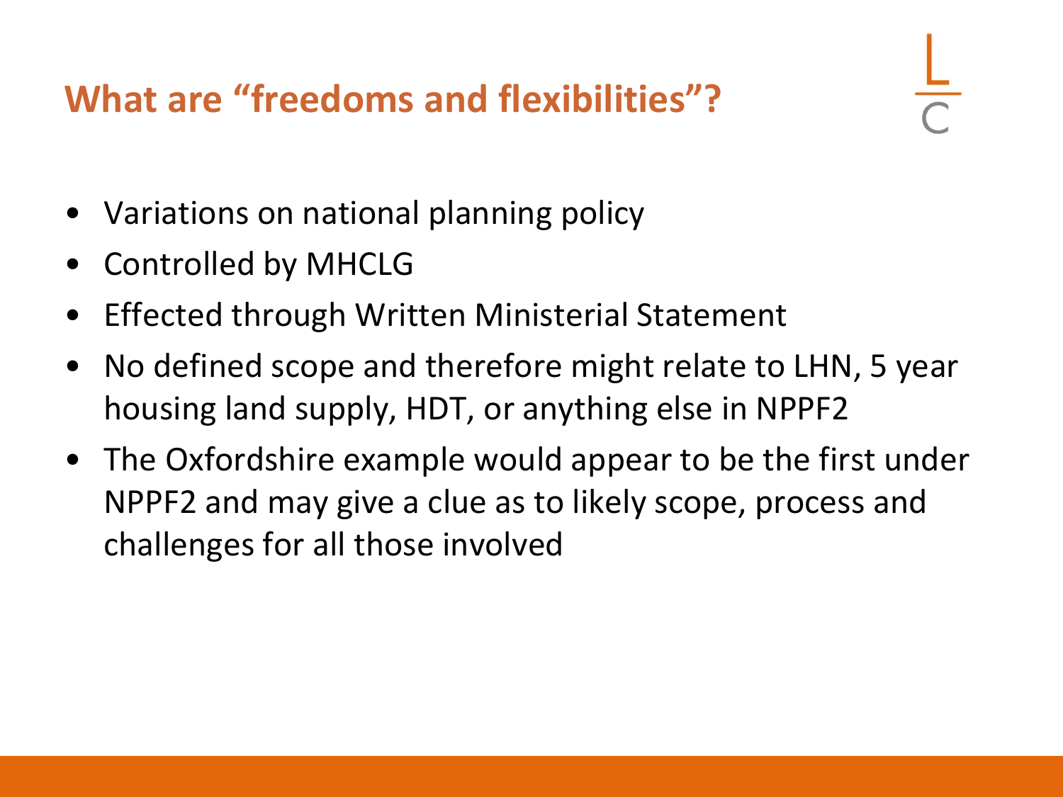## What are "freedoms and flexibilities"?

- Variations on national planning policy
- Controlled by MHCLG
- Effected through Written Ministerial Statement
- No defined scope and therefore might relate to LHN, 5 year housing land supply, HDT, or anything else in NPPF2
- The Oxfordshire example would appear to be the first under NPPF2 and may give a clue as to likely scope, process and challenges for all those involved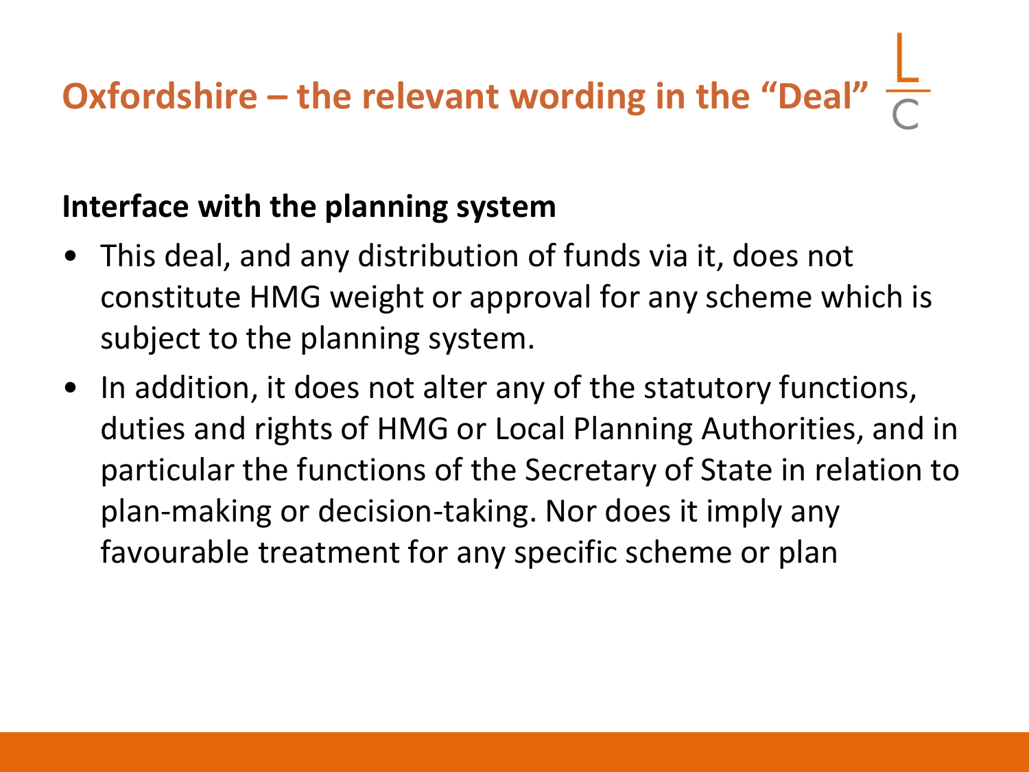# Oxfordshire – the relevant wording in the "Deal"

**Interface with the planning system**

- This deal, and any distribution of funds via it, does not constitute HMG weight or approval for any scheme which is subject to the planning system.
- In addition, it does not alter any of the statutory functions, duties and rights of HMG or Local Planning Authorities, and in particular the functions of the Secretary of State in relation to plan-making or decision-taking. Nor does it imply any favourable treatment for any specific scheme or plan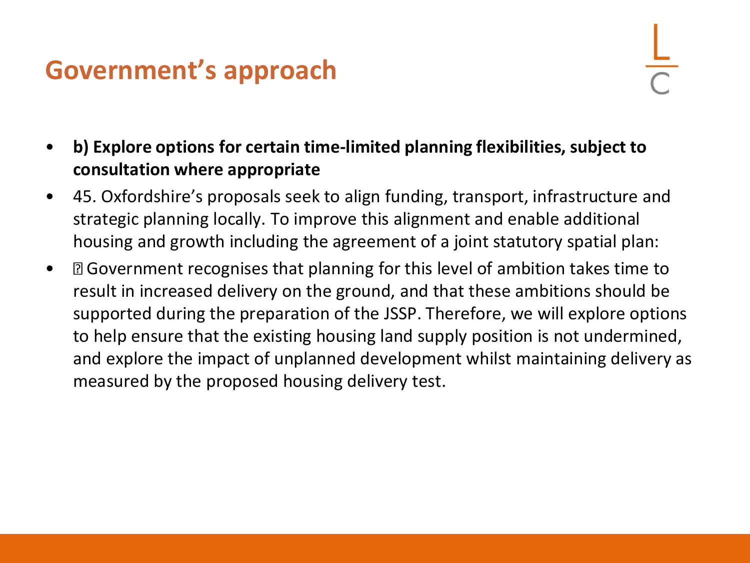# Government's approach

- **b) Explore options for certain time-limited planning flexibilities, subject to consultation where appropriate**
- 45. Oxfordshire's proposals seek to align funding, transport, infrastructure and strategic planning locally. To improve this alignment and enable additional housing and growth including the agreement of a joint statutory spatial plan:
- Government recognises that planning for this level of ambition takes time to result in increased delivery on the ground, and that these ambitions should be supported during the preparation of the JSSP. Therefore, we will explore options to help ensure that the existing housing land supply position is not undermined, and explore the impact of unplanned development whilst maintaining delivery as measured by the proposed housing delivery test.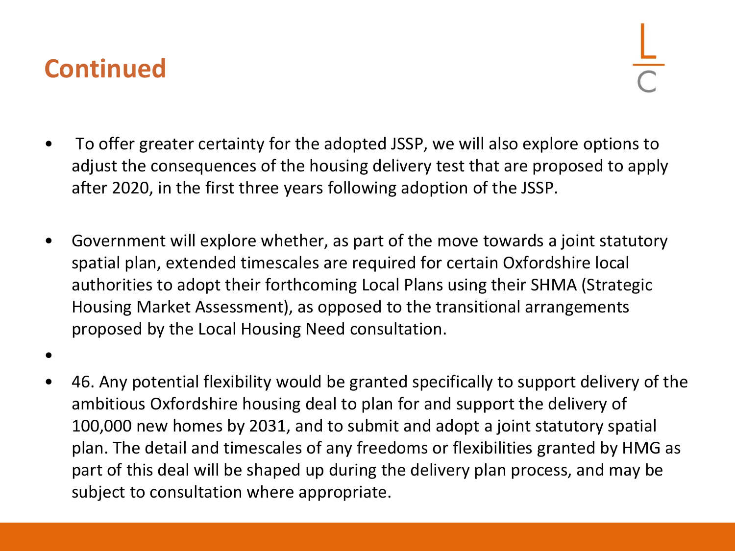# Continued

- To offer greater certainty for the adopted JSSP, we will also explore options to adjust the consequences of the housing delivery test that are proposed to apply after 2020, in the first three years following adoption of the JSSP.
- Government will explore whether, as part of the move towards a joint statutory spatial plan, extended timescales are required for certain Oxfordshire local authorities to adopt their forthcoming Local Plans using their SHMA (Strategic Housing Market Assessment), as opposed to the transitional arrangements proposed by the Local Housing Need consultation.
- 46. Any potential flexibility would be granted specifically to support delivery of the ambitious Oxfordshire housing deal to plan for and support the delivery of 100,000 new homes by 2031, and to submit and adopt a joint statutory spatial plan. The detail and timescales of any freedoms or flexibilities granted by HMG as part of this deal will be shaped up during the delivery plan process, and may be subject to consultation where appropriate.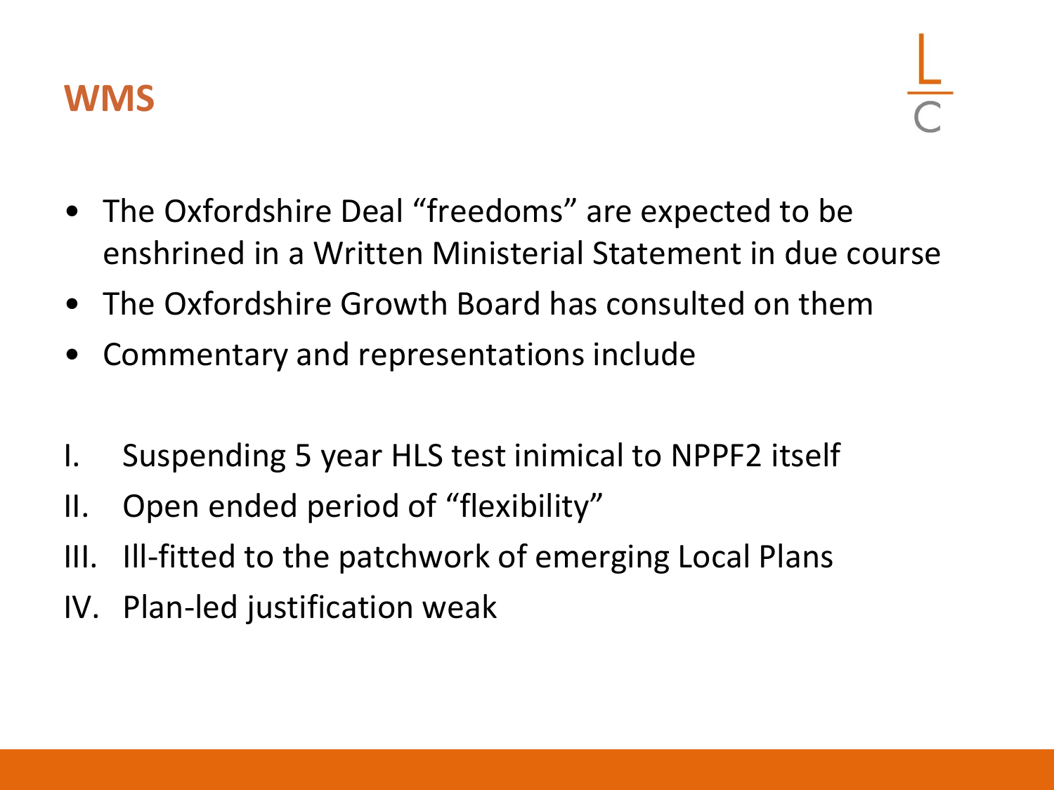## WMS

- The Oxfordshire Deal “freedoms” are expected to be enshrined in a Written Ministerial Statement in due course
- The Oxfordshire Growth Board has consulted on them
- Commentary and representations include

I. Suspending 5 year HLS test inimical to NPPF2 itself
II. Open ended period of “flexibility”
III. Ill-fitted to the patchwork of emerging Local Plans
IV. Plan-led justification weak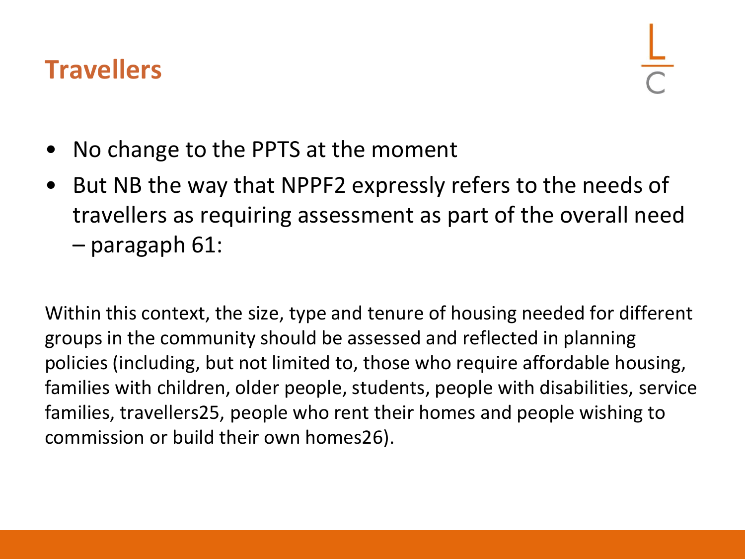# Travellers

- No change to the PPTS at the moment
- But NB the way that NPPF2 expressly refers to the needs of travellers as requiring assessment as part of the overall need – paragaph 61:

Within this context, the size, type and tenure of housing needed for different groups in the community should be assessed and reflected in planning policies (including, but not limited to, those who require affordable housing, families with children, older people, students, people with disabilities, service families, travellers[25], people who rent their homes and people wishing to commission or build their own homes[26]).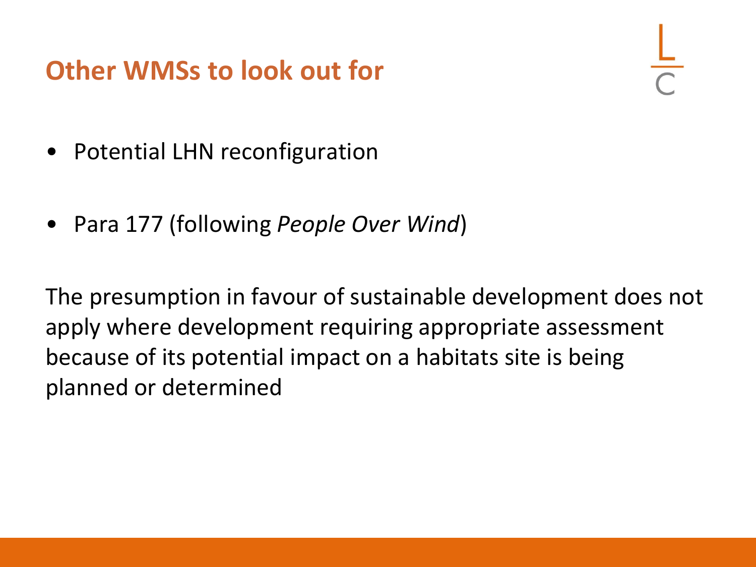# Other WMSs to look out for

- Potential LHN reconfiguration
- Para 177 (following *People Over Wind*)

The presumption in favour of sustainable development does not apply where development requiring appropriate assessment because of its potential impact on a habitats site is being planned or determined